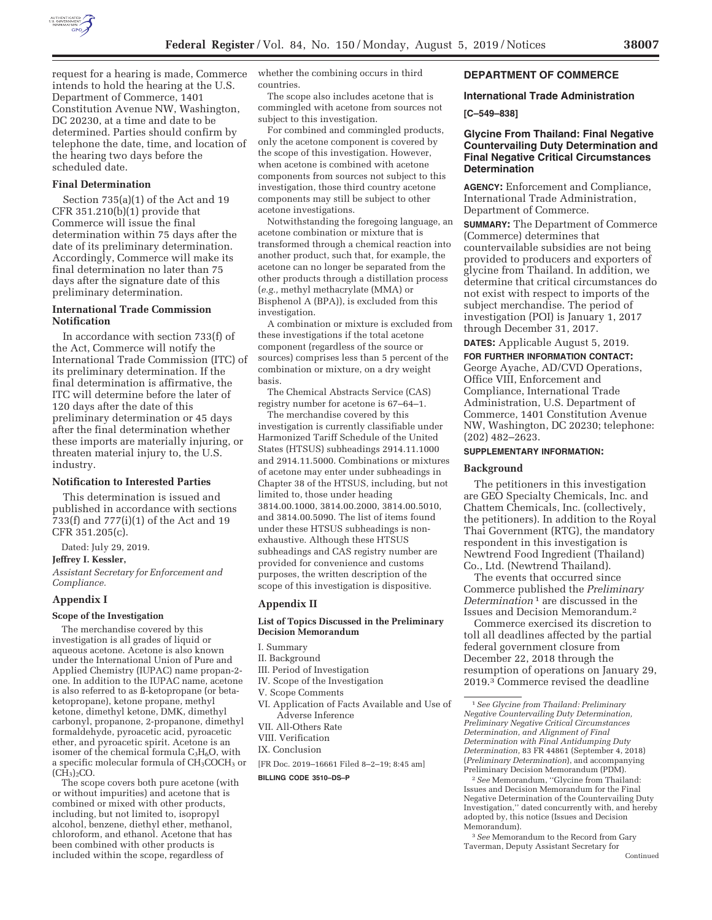request for a hearing is made, Commerce intends to hold the hearing at the U.S. Department of Commerce, 1401 Constitution Avenue NW, Washington, DC 20230, at a time and date to be determined. Parties should confirm by telephone the date, time, and location of the hearing two days before the scheduled date.

### Final Determination

Section 735(a)(1) of the Act and 19 CFR 351.210(b)(1) provide that Commerce will issue the final determination within 75 days after the date of its preliminary determination. Accordingly, Commerce will make its final determination no later than 75 days after the signature date of this preliminary determination.

### International Trade Commission Notification

In accordance with section 733(f) of the Act, Commerce will notify the International Trade Commission (ITC) of its preliminary determination. If the final determination is affirmative, the ITC will determine before the later of 120 days after the date of this preliminary determination or 45 days after the final determination whether these imports are materially injuring, or threaten material injury to, the U.S. industry.

### Notification to Interested Parties

This determination is issued and published in accordance with sections 733(f) and 777(i)(1) of the Act and 19 CFR 351.205(c).

Dated: July 29, 2019.

**Jeffrey I. Kessler,**

*Assistant Secretary for Enforcement and Compliance.*

## Appendix I

### Scope of the Investigation

The merchandise covered by this investigation is all grades of liquid or aqueous acetone. Acetone is also known under the International Union of Pure and Applied Chemistry (IUPAC) name propan-2-one. In addition to the IUPAC name, acetone is also referred to as ß-ketopropane (or beta-ketopropane), ketone propane, methyl ketone, dimethyl ketone, DMK, dimethyl carbonyl, propanone, 2-propanone, dimethyl formaldehyde, pyroacetic acid, pyroacetic ether, and pyroacetic spirit. Acetone is an isomer of the chemical formula $C_3H_6O$, with a specific molecular formula of $CH_3COCH_3$ or $(CH_3)_2CO$.

The scope covers both pure acetone (with or without impurities) and acetone that is combined or mixed with other products, including, but not limited to, isopropyl alcohol, benzene, diethyl ether, methanol, chloroform, and ethanol. Acetone that has been combined with other products is included within the scope, regardless of whether the combining occurs in third countries.

The scope also includes acetone that is commingled with acetone from sources not subject to this investigation.

For combined and commingled products, only the acetone component is covered by the scope of this investigation. However, when acetone is combined with acetone components from sources not subject to this investigation, those third country acetone components may still be subject to other acetone investigations.

Notwithstanding the foregoing language, an acetone combination or mixture that is transformed through a chemical reaction into another product, such that, for example, the acetone can no longer be separated from the other products through a distillation process (*e.g.*, methyl methacrylate (MMA) or Bisphenol A (BPA)), is excluded from this investigation.

A combination or mixture is excluded from these investigations if the total acetone component (regardless of the source or sources) comprises less than 5 percent of the combination or mixture, on a dry weight basis.

The Chemical Abstracts Service (CAS) registry number for acetone is 67–64–1.

The merchandise covered by this investigation is currently classifiable under Harmonized Tariff Schedule of the United States (HTSUS) subheadings 2914.11.1000 and 2914.11.5000. Combinations or mixtures of acetone may enter under subheadings in Chapter 38 of the HTSUS, including, but not limited to, those under heading 3814.00.1000, 3814.00.2000, 3814.00.5010, and 3814.00.5090. The list of items found under these HTSUS subheadings is non-exhaustive. Although these HTSUS subheadings and CAS registry number are provided for convenience and customs purposes, the written description of the scope of this investigation is dispositive.

## Appendix II

### List of Topics Discussed in the Preliminary Decision Memorandum

I. Summary
II. Background
III. Period of Investigation
IV. Scope of the Investigation
V. Scope Comments
VI. Application of Facts Available and Use of Adverse Inference
VII. All-Others Rate
VIII. Verification
IX. Conclusion

[FR Doc. 2019–16661 Filed 8–2–19; 8:45 am]

**BILLING CODE 3510–DS–P**

## DEPARTMENT OF COMMERCE

### International Trade Administration

**[C–549–838]**

### Glycine From Thailand: Final Negative Countervailing Duty Determination and Final Negative Critical Circumstances Determination

**AGENCY:** Enforcement and Compliance, International Trade Administration, Department of Commerce.

**SUMMARY:** The Department of Commerce (Commerce) determines that countervailable subsidies are not being provided to producers and exporters of glycine from Thailand. In addition, we determine that critical circumstances do not exist with respect to imports of the subject merchandise. The period of investigation (POI) is January 1, 2017 through December 31, 2017.

**DATES:** Applicable August 5, 2019.

**FOR FURTHER INFORMATION CONTACT:** George Ayache, AD/CVD Operations, Office VIII, Enforcement and Compliance, International Trade Administration, U.S. Department of Commerce, 1401 Constitution Avenue NW, Washington, DC 20230; telephone: (202) 482–2623.

**SUPPLEMENTARY INFORMATION:**

### Background

The petitioners in this investigation are GEO Specialty Chemicals, Inc. and Chattem Chemicals, Inc. (collectively, the petitioners). In addition to the Royal Thai Government (RTG), the mandatory respondent in this investigation is Newtrend Food Ingredient (Thailand) Co., Ltd. (Newtrend Thailand).

The events that occurred since Commerce published the *Preliminary Determination*[1] are discussed in the Issues and Decision Memorandum.[2]

Commerce exercised its discretion to toll all deadlines affected by the partial federal government closure from December 22, 2018 through the resumption of operations on January 29, 2019.[3] Commerce revised the deadline

[1] *See Glycine from Thailand: Preliminary Negative Countervailing Duty Determination, Preliminary Negative Critical Circumstances Determination, and Alignment of Final Determination with Final Antidumping Duty Determination,* 83 FR 44861 (September 4, 2018) (*Preliminary Determination*), and accompanying Preliminary Decision Memorandum (PDM).

[2] *See* Memorandum, ''Glycine from Thailand: Issues and Decision Memorandum for the Final Negative Determination of the Countervailing Duty Investigation,'' dated concurrently with, and hereby adopted by, this notice (Issues and Decision Memorandum).

[3] *See* Memorandum to the Record from Gary Taverman, Deputy Assistant Secretary for

Continued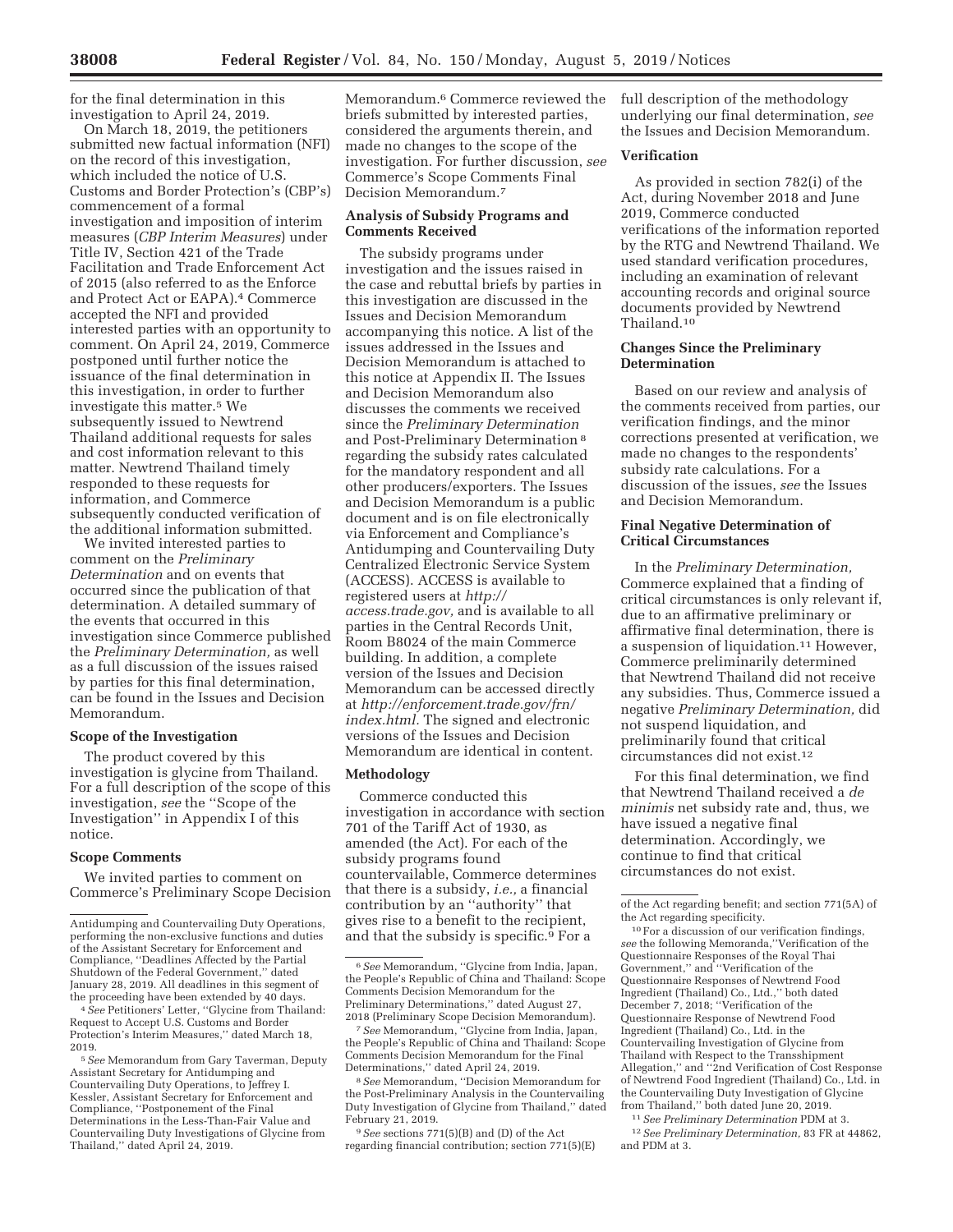for the final determination in this investigation to April 24, 2019.

On March 18, 2019, the petitioners submitted new factual information (NFI) on the record of this investigation, which included the notice of U.S. Customs and Border Protection's (CBP's) commencement of a formal investigation and imposition of interim measures (*CBP Interim Measures*) under Title IV, Section 421 of the Trade Facilitation and Trade Enforcement Act of 2015 (also referred to as the Enforce and Protect Act or EAPA).[4] Commerce accepted the NFI and provided interested parties with an opportunity to comment. On April 24, 2019, Commerce postponed until further notice the issuance of the final determination in this investigation, in order to further investigate this matter.[5] We subsequently issued to Newtrend Thailand additional requests for sales and cost information relevant to this matter. Newtrend Thailand timely responded to these requests for information, and Commerce subsequently conducted verification of the additional information submitted.

We invited interested parties to comment on the *Preliminary Determination* and on events that occurred since the publication of that determination. A detailed summary of the events that occurred in this investigation since Commerce published the *Preliminary Determination,* as well as a full discussion of the issues raised by parties for this final determination, can be found in the Issues and Decision Memorandum.

### Scope of the Investigation

The product covered by this investigation is glycine from Thailand. For a full description of the scope of this investigation, *see* the ''Scope of the Investigation'' in Appendix I of this notice.

### Scope Comments

We invited parties to comment on Commerce's Preliminary Scope Decision Memorandum.[6] Commerce reviewed the briefs submitted by interested parties, considered the arguments therein, and made no changes to the scope of the investigation. For further discussion, *see* Commerce's Scope Comments Final Decision Memorandum.[7]

### Analysis of Subsidy Programs and Comments Received

The subsidy programs under investigation and the issues raised in the case and rebuttal briefs by parties in this investigation are discussed in the Issues and Decision Memorandum accompanying this notice. A list of the issues addressed in the Issues and Decision Memorandum is attached to this notice at Appendix II. The Issues and Decision Memorandum also discusses the comments we received since the *Preliminary Determination* and Post-Preliminary Determination [8] regarding the subsidy rates calculated for the mandatory respondent and all other producers/exporters. The Issues and Decision Memorandum is a public document and is on file electronically via Enforcement and Compliance's Antidumping and Countervailing Duty Centralized Electronic Service System (ACCESS). ACCESS is available to registered users at *http://access.trade.gov,* and is available to all parties in the Central Records Unit, Room B8024 of the main Commerce building. In addition, a complete version of the Issues and Decision Memorandum can be accessed directly at *http://enforcement.trade.gov/frn/index.html.* The signed and electronic versions of the Issues and Decision Memorandum are identical in content.

### Methodology

Commerce conducted this investigation in accordance with section 701 of the Tariff Act of 1930, as amended (the Act). For each of the subsidy programs found countervailable, Commerce determines that there is a subsidy, *i.e.,* a financial contribution by an ''authority'' that gives rise to a benefit to the recipient, and that the subsidy is specific.[9] For a full description of the methodology underlying our final determination, *see* the Issues and Decision Memorandum.

### Verification

As provided in section 782(i) of the Act, during November 2018 and June 2019, Commerce conducted verifications of the information reported by the RTG and Newtrend Thailand. We used standard verification procedures, including an examination of relevant accounting records and original source documents provided by Newtrend Thailand.[10]

### Changes Since the Preliminary Determination

Based on our review and analysis of the comments received from parties, our verification findings, and the minor corrections presented at verification, we made no changes to the respondents' subsidy rate calculations. For a discussion of the issues, *see* the Issues and Decision Memorandum.

### Final Negative Determination of Critical Circumstances

In the *Preliminary Determination,* Commerce explained that a finding of critical circumstances is only relevant if, due to an affirmative preliminary or affirmative final determination, there is a suspension of liquidation.[11] However, Commerce preliminarily determined that Newtrend Thailand did not receive any subsidies. Thus, Commerce issued a negative *Preliminary Determination,* did not suspend liquidation, and preliminarily found that critical circumstances did not exist.[12]

For this final determination, we find that Newtrend Thailand received a *de minimis* net subsidy rate and, thus, we have issued a negative final determination. Accordingly, we continue to find that critical circumstances do not exist.

---

Antidumping and Countervailing Duty Operations, performing the non-exclusive functions and duties of the Assistant Secretary for Enforcement and Compliance, ''Deadlines Affected by the Partial Shutdown of the Federal Government,'' dated January 28, 2019. All deadlines in this segment of the proceeding have been extended by 40 days.

[4] *See* Petitioners' Letter, ''Glycine from Thailand: Request to Accept U.S. Customs and Border Protection's Interim Measures,'' dated March 18, 2019.

[5] *See* Memorandum from Gary Taverman, Deputy Assistant Secretary for Antidumping and Countervailing Duty Operations, to Jeffrey I. Kessler, Assistant Secretary for Enforcement and Compliance, ''Postponement of the Final Determinations in the Less-Than-Fair Value and Countervailing Duty Investigations of Glycine from Thailand,'' dated April 24, 2019.

[6] *See* Memorandum, ''Glycine from India, Japan, the People's Republic of China and Thailand: Scope Comments Decision Memorandum for the Preliminary Determinations,'' dated August 27, 2018 (Preliminary Scope Decision Memorandum).

[7] *See* Memorandum, ''Glycine from India, Japan, the People's Republic of China and Thailand: Scope Comments Decision Memorandum for the Final Determinations,'' dated April 24, 2019.

[8] *See* Memorandum, ''Decision Memorandum for the Post-Preliminary Analysis in the Countervailing Duty Investigation of Glycine from Thailand,'' dated February 21, 2019.

[9] *See* sections 771(5)(B) and (D) of the Act regarding financial contribution; section 771(5)(E) of the Act regarding benefit; and section 771(5A) of the Act regarding specificity.

[10] For a discussion of our verification findings, *see* the following Memoranda,''Verification of the Questionnaire Responses of the Royal Thai Government,'' and ''Verification of the Questionnaire Responses of Newtrend Food Ingredient (Thailand) Co., Ltd.,'' both dated December 7, 2018; ''Verification of the Questionnaire Response of Newtrend Food Ingredient (Thailand) Co., Ltd. in the Countervailing Investigation of Glycine from Thailand with Respect to the Transshipment Allegation,'' and ''2nd Verification of Cost Response of Newtrend Food Ingredient (Thailand) Co., Ltd. in the Countervailing Duty Investigation of Glycine from Thailand,'' both dated June 20, 2019.

[11] *See Preliminary Determination* PDM at 3.

[12] *See Preliminary Determination,* 83 FR at 44862, and PDM at 3.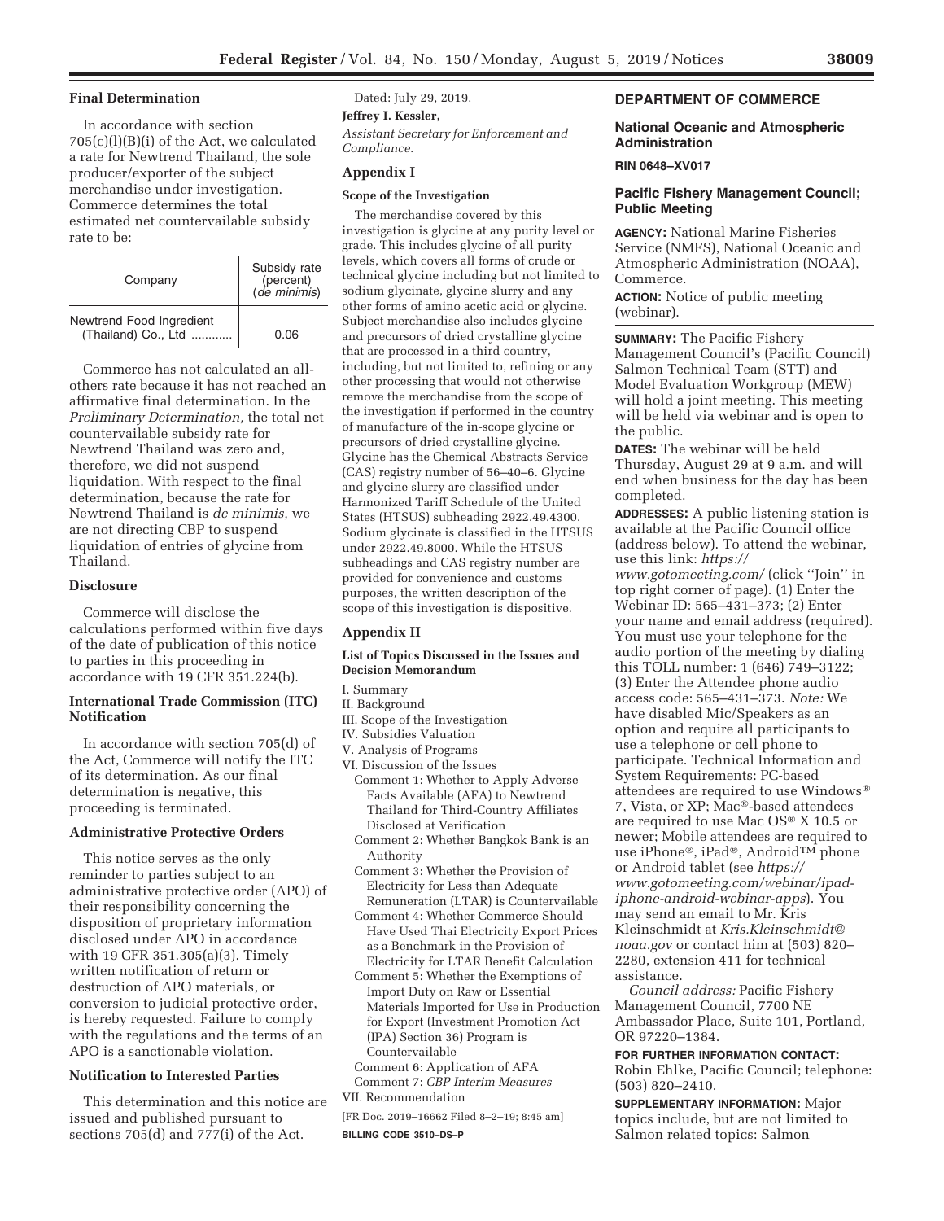### Final Determination

In accordance with section 705(c)(l)(B)(i) of the Act, we calculated a rate for Newtrend Thailand, the sole producer/exporter of the subject merchandise under investigation. Commerce determines the total estimated net countervailable subsidy rate to be:

| Company | Subsidy rate (percent) (*de minimis*) |
|---|---|
| Newtrend Food Ingredient (Thailand) Co., Ltd ............ | 0.06 |

Commerce has not calculated an all-others rate because it has not reached an affirmative final determination. In the *Preliminary Determination,* the total net countervailable subsidy rate for Newtrend Thailand was zero and, therefore, we did not suspend liquidation. With respect to the final determination, because the rate for Newtrend Thailand is *de minimis,* we are not directing CBP to suspend liquidation of entries of glycine from Thailand.

### Disclosure

Commerce will disclose the calculations performed within five days of the date of publication of this notice to parties in this proceeding in accordance with 19 CFR 351.224(b).

### International Trade Commission (ITC) Notification

In accordance with section 705(d) of the Act, Commerce will notify the ITC of its determination. As our final determination is negative, this proceeding is terminated.

### Administrative Protective Orders

This notice serves as the only reminder to parties subject to an administrative protective order (APO) of their responsibility concerning the disposition of proprietary information disclosed under APO in accordance with 19 CFR 351.305(a)(3). Timely written notification of return or destruction of APO materials, or conversion to judicial protective order, is hereby requested. Failure to comply with the regulations and the terms of an APO is a sanctionable violation.

### Notification to Interested Parties

This determination and this notice are issued and published pursuant to sections 705(d) and 777(i) of the Act.

Dated: July 29, 2019.

**Jeffrey I. Kessler,**

*Assistant Secretary for Enforcement and Compliance.*

## Appendix I

### Scope of the Investigation

The merchandise covered by this investigation is glycine at any purity level or grade. This includes glycine of all purity levels, which covers all forms of crude or technical glycine including but not limited to sodium glycinate, glycine slurry and any other forms of amino acetic acid or glycine. Subject merchandise also includes glycine and precursors of dried crystalline glycine that are processed in a third country, including, but not limited to, refining or any other processing that would not otherwise remove the merchandise from the scope of the investigation if performed in the country of manufacture of the in-scope glycine or precursors of dried crystalline glycine. Glycine has the Chemical Abstracts Service (CAS) registry number of 56–40–6. Glycine and glycine slurry are classified under Harmonized Tariff Schedule of the United States (HTSUS) subheading 2922.49.4300. Sodium glycinate is classified in the HTSUS under 2922.49.8000. While the HTSUS subheadings and CAS registry number are provided for convenience and customs purposes, the written description of the scope of this investigation is dispositive.

## Appendix II

### List of Topics Discussed in the Issues and Decision Memorandum

I. Summary
II. Background
III. Scope of the Investigation
IV. Subsidies Valuation
V. Analysis of Programs
VI. Discussion of the Issues
  Comment 1: Whether to Apply Adverse Facts Available (AFA) to Newtrend Thailand for Third-Country Affiliates Disclosed at Verification
  Comment 2: Whether Bangkok Bank is an Authority
  Comment 3: Whether the Provision of Electricity for Less than Adequate Remuneration (LTAR) is Countervailable
  Comment 4: Whether Commerce Should Have Used Thai Electricity Export Prices as a Benchmark in the Provision of Electricity for LTAR Benefit Calculation
  Comment 5: Whether the Exemptions of Import Duty on Raw or Essential Materials Imported for Use in Production for Export (Investment Promotion Act (IPA) Section 36) Program is Countervailable
  Comment 6: Application of AFA
  Comment 7: *CBP Interim Measures*
VII. Recommendation

[FR Doc. 2019–16662 Filed 8–2–19; 8:45 am]

**BILLING CODE 3510–DS–P**

## DEPARTMENT OF COMMERCE

### National Oceanic and Atmospheric Administration

**RIN 0648–XV017**

### Pacific Fishery Management Council; Public Meeting

**AGENCY:** National Marine Fisheries Service (NMFS), National Oceanic and Atmospheric Administration (NOAA), Commerce.

**ACTION:** Notice of public meeting (webinar).

**SUMMARY:** The Pacific Fishery Management Council's (Pacific Council) Salmon Technical Team (STT) and Model Evaluation Workgroup (MEW) will hold a joint meeting. This meeting will be held via webinar and is open to the public.

**DATES:** The webinar will be held Thursday, August 29 at 9 a.m. and will end when business for the day has been completed.

**ADDRESSES:** A public listening station is available at the Pacific Council office (address below). To attend the webinar, use this link: *https://www.gotomeeting.com/* (click ''Join'' in top right corner of page). (1) Enter the Webinar ID: 565–431–373; (2) Enter your name and email address (required). You must use your telephone for the audio portion of the meeting by dialing this TOLL number: 1 (646) 749–3122; (3) Enter the Attendee phone audio access code: 565–431–373. *Note:* We have disabled Mic/Speakers as an option and require all participants to use a telephone or cell phone to participate. Technical Information and System Requirements: PC-based attendees are required to use Windows® 7, Vista, or XP; Mac®-based attendees are required to use Mac OS® X 10.5 or newer; Mobile attendees are required to use iPhone®, iPad®, Android™ phone or Android tablet (see *https://www.gotomeeting.com/webinar/ipad-iphone-android-webinar-apps*). You may send an email to Mr. Kris Kleinschmidt at *Kris.Kleinschmidt@noaa.gov* or contact him at (503) 820–2280, extension 411 for technical assistance.

*Council address:* Pacific Fishery Management Council, 7700 NE Ambassador Place, Suite 101, Portland, OR 97220–1384.

**FOR FURTHER INFORMATION CONTACT:** Robin Ehlke, Pacific Council; telephone: (503) 820–2410.

**SUPPLEMENTARY INFORMATION:** Major topics include, but are not limited to Salmon related topics: Salmon